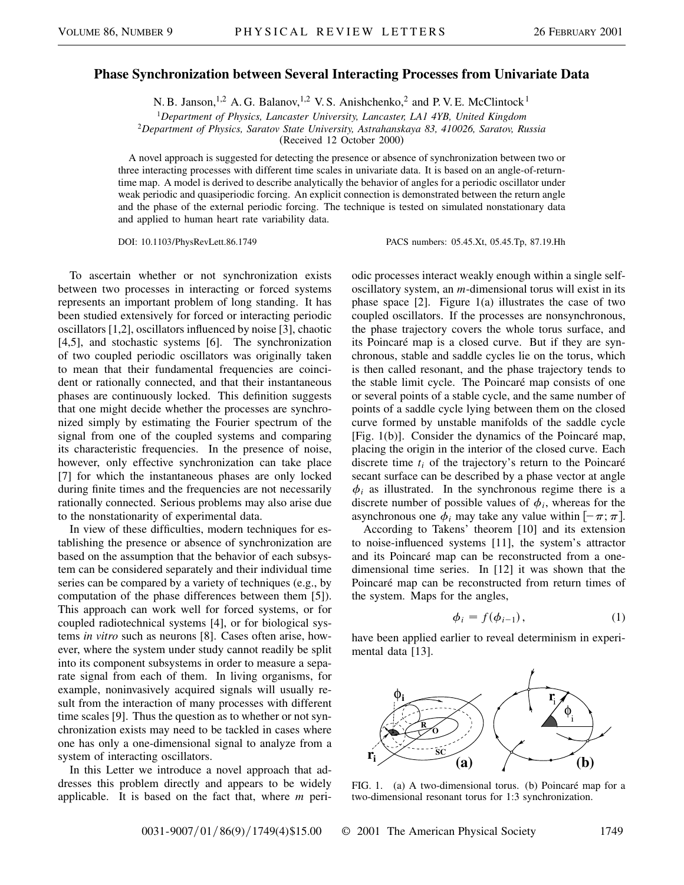# Phase Synchronization between Several Interacting Processes from Univariate Data

N. B. Janson,[1,2] A. G. Balanov,[1,2] V. S. Anishchenko,[2] and P. V. E. McClintock[1]

[1]*Department of Physics, Lancaster University, Lancaster, LA1 4YB, United Kingdom*
[2]*Department of Physics, Saratov State University, Astrahanskaya 83, 410026, Saratov, Russia*
(Received 12 October 2000)

A novel approach is suggested for detecting the presence or absence of synchronization between two or three interacting processes with different time scales in univariate data. It is based on an angle-of-return-time map. A model is derived to describe analytically the behavior of angles for a periodic oscillator under weak periodic and quasiperiodic forcing. An explicit connection is demonstrated between the return angle and the phase of the external periodic forcing. The technique is tested on simulated nonstationary data and applied to human heart rate variability data.

DOI: 10.1103/PhysRevLett.86.1749 PACS numbers: 05.45.Xt, 05.45.Tp, 87.19.Hh

To ascertain whether or not synchronization exists between two processes in interacting or forced systems represents an important problem of long standing. It has been studied extensively for forced or interacting periodic oscillators [1,2], oscillators influenced by noise [3], chaotic [4,5], and stochastic systems [6]. The synchronization of two coupled periodic oscillators was originally taken to mean that their fundamental frequencies are coincident or rationally connected, and that their instantaneous phases are continuously locked. This definition suggests that one might decide whether the processes are synchronized simply by estimating the Fourier spectrum of the signal from one of the coupled systems and comparing its characteristic frequencies. In the presence of noise, however, only effective synchronization can take place [7] for which the instantaneous phases are only locked during finite times and the frequencies are not necessarily rationally connected. Serious problems may also arise due to the nonstationarity of experimental data.

In view of these difficulties, modern techniques for establishing the presence or absence of synchronization are based on the assumption that the behavior of each subsystem can be considered separately and their individual time series can be compared by a variety of techniques (e.g., by computation of the phase differences between them [5]). This approach can work well for forced systems, or for coupled radiotechnical systems [4], or for biological systems *in vitro* such as neurons [8]. Cases often arise, however, where the system under study cannot readily be split into its component subsystems in order to measure a separate signal from each of them. In living organisms, for example, noninvasively acquired signals will usually result from the interaction of many processes with different time scales [9]. Thus the question as to whether or not synchronization exists may need to be tackled in cases where one has only a one-dimensional signal to analyze from a system of interacting oscillators.

In this Letter we introduce a novel approach that addresses this problem directly and appears to be widely applicable. It is based on the fact that, where $m$ periodic processes interact weakly enough within a single self-oscillatory system, an $m$-dimensional torus will exist in its phase space [2]. Figure 1(a) illustrates the case of two coupled oscillators. If the processes are nonsynchronous, the phase trajectory covers the whole torus surface, and its Poincaré map is a closed curve. But if they are synchronous, stable and saddle cycles lie on the torus, which is then called resonant, and the phase trajectory tends to the stable limit cycle. The Poincaré map consists of one or several points of a stable cycle, and the same number of points of a saddle cycle lying between them on the closed curve formed by unstable manifolds of the saddle cycle [Fig. 1(b)]. Consider the dynamics of the Poincaré map, placing the origin in the interior of the closed curve. Each discrete time $t_i$ of the trajectory's return to the Poincaré secant surface can be described by a phase vector at angle $\phi_i$ as illustrated. In the synchronous regime there is a discrete number of possible values of $\phi_i$, whereas for the asynchronous one $\phi_i$ may take any value within $[-\pi; \pi]$.

According to Takens' theorem [10] and its extension to noise-influenced systems [11], the system's attractor and its Poincaré map can be reconstructed from a one-dimensional time series. In [12] it was shown that the Poincaré map can be reconstructed from return times of the system. Maps for the angles,

$$\phi_i = f(\phi_{i-1}), \tag{1}$$

have been applied earlier to reveal determinism in experimental data [13].

FIG. 1. (a) A two-dimensional torus. (b) Poincaré map for a two-dimensional resonant torus for 1:3 synchronization.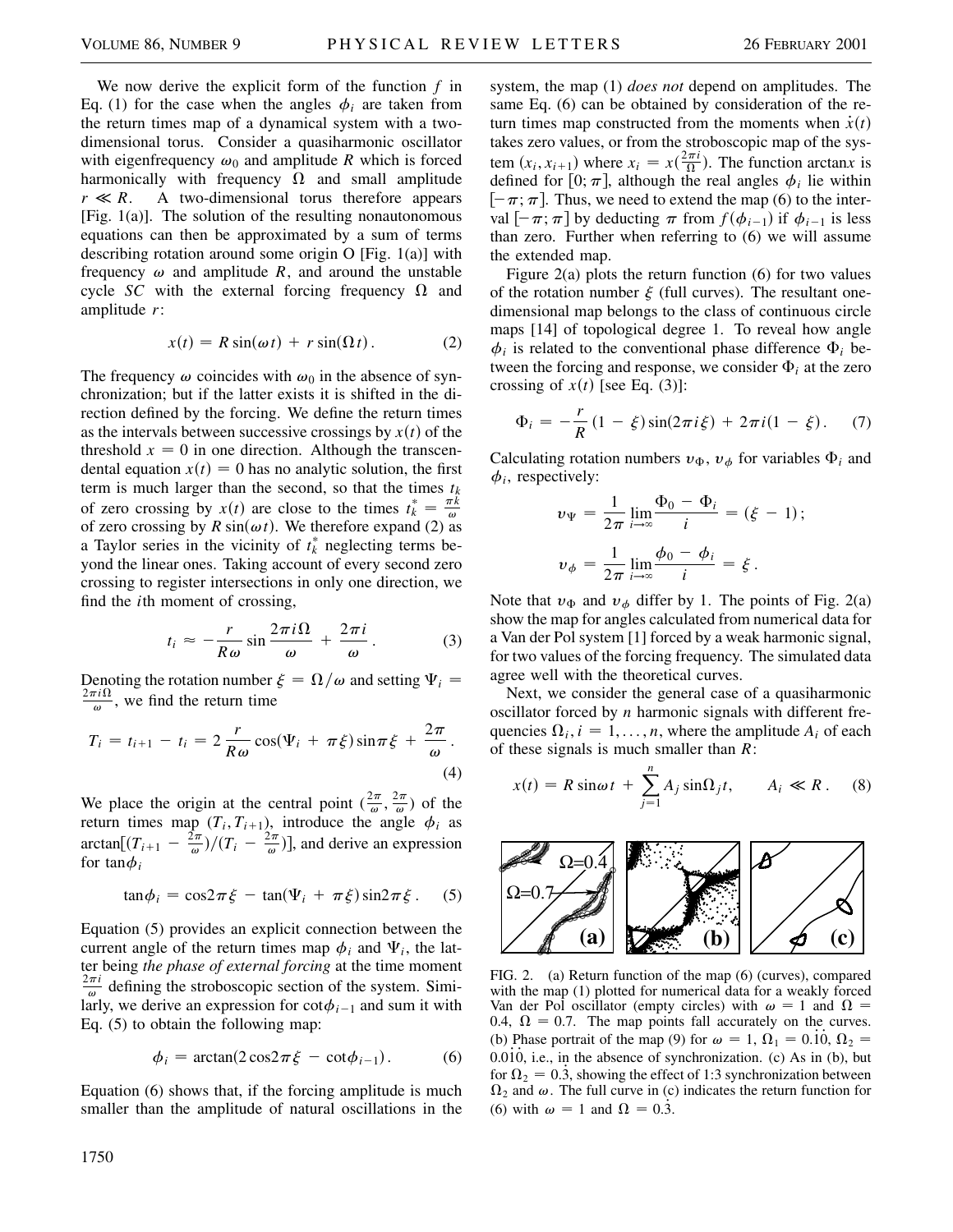We now derive the explicit form of the function $f$ in Eq. (1) for the case when the angles $\phi_i$ are taken from the return times map of a dynamical system with a two-dimensional torus. Consider a quasiharmonic oscillator with eigenfrequency $\omega_0$ and amplitude $R$ which is forced harmonically with frequency $\Omega$ and small amplitude $r \ll R$. A two-dimensional torus therefore appears [Fig. 1(a)]. The solution of the resulting nonautonomous equations can then be approximated by a sum of terms describing rotation around some origin O [Fig. 1(a)] with frequency $\omega$ and amplitude $R$, and around the unstable cycle $SC$ with the external forcing frequency $\Omega$ and amplitude $r$:

$$x(t) = R\sin(\omega t) + r\sin(\Omega t). \tag{2}$$

The frequency $\omega$ coincides with $\omega_0$ in the absence of synchronization; but if the latter exists it is shifted in the direction defined by the forcing. We define the return times as the intervals between successive crossings by $x(t)$ of the threshold $x = 0$ in one direction. Although the transcendental equation $x(t) = 0$ has no analytic solution, the first term is much larger than the second, so that the times $t_k$ of zero crossing by $x(t)$ are close to the times $t_k^* = \frac{\pi k}{\omega}$ of zero crossing by $R\sin(\omega t)$. We therefore expand (2) as a Taylor series in the vicinity of $t_k^*$ neglecting terms beyond the linear ones. Taking account of every second zero crossing to register intersections in only one direction, we find the $i$th moment of crossing,

$$t_i \approx -\frac{r}{R\omega}\sin\frac{2\pi i\Omega}{\omega} + \frac{2\pi i}{\omega}. \tag{3}$$

Denoting the rotation number $\xi = \Omega/\omega$ and setting $\Psi_i = \frac{2\pi i\Omega}{\omega}$, we find the return time

$$T_i = t_{i+1} - t_i = 2\frac{r}{R\omega}\cos(\Psi_i + \pi\xi)\sin\pi\xi + \frac{2\pi}{\omega}. \tag{4}$$

We place the origin at the central point $(\frac{2\pi}{\omega}, \frac{2\pi}{\omega})$ of the return times map $(T_i, T_{i+1})$, introduce the angle $\phi_i$ as $\arctan[(T_{i+1} - \frac{2\pi}{\omega})/(T_i - \frac{2\pi}{\omega})]$, and derive an expression for $\tan\phi_i$

$$\tan\phi_i = \cos 2\pi\xi - \tan(\Psi_i + \pi\xi)\sin 2\pi\xi. \tag{5}$$

Equation (5) provides an explicit connection between the current angle of the return times map $\phi_i$ and $\Psi_i$, the latter being *the phase of external forcing* at the time moment $\frac{2\pi i}{\omega}$ defining the stroboscopic section of the system. Similarly, we derive an expression for $\cot\phi_{i-1}$ and sum it with Eq. (5) to obtain the following map:

$$\phi_i = \arctan(2\cos 2\pi\xi - \cot\phi_{i-1}). \tag{6}$$

Equation (6) shows that, if the forcing amplitude is much smaller than the amplitude of natural oscillations in the system, the map (1) *does not* depend on amplitudes. The same Eq. (6) can be obtained by consideration of the return times map constructed from the moments when $\dot{x}(t)$ takes zero values, or from the stroboscopic map of the system $(x_i, x_{i+1})$ where $x_i = x(\frac{2\pi i}{\Omega})$. The function $\arctan x$ is defined for $[0; \pi]$, although the real angles $\phi_i$ lie within $[-\pi; \pi]$. Thus, we need to extend the map (6) to the interval $[-\pi; \pi]$ by deducting $\pi$ from $f(\phi_{i-1})$ if $\phi_{i-1}$ is less than zero. Further when referring to (6) we will assume the extended map.

Figure 2(a) plots the return function (6) for two values of the rotation number $\xi$ (full curves). The resultant one-dimensional map belongs to the class of continuous circle maps [14] of topological degree 1. To reveal how angle $\phi_i$ is related to the conventional phase difference $\Phi_i$ between the forcing and response, we consider $\Phi_i$ at the zero crossing of $x(t)$ [see Eq. (3)]:

$$\Phi_i = -\frac{r}{R}(1 - \xi)\sin(2\pi i\xi) + 2\pi i(1 - \xi). \tag{7}$$

Calculating rotation numbers $v_\Phi$, $v_\phi$ for variables $\Phi_i$ and $\phi_i$, respectively:

$$v_\Psi = \frac{1}{2\pi}\lim_{i\to\infty}\frac{\Phi_0 - \Phi_i}{i} = (\xi - 1);$$

$$v_\phi = \frac{1}{2\pi}\lim_{i\to\infty}\frac{\phi_0 - \phi_i}{i} = \xi.$$

Note that $v_\Phi$ and $v_\phi$ differ by 1. The points of Fig. 2(a) show the map for angles calculated from numerical data for a Van der Pol system [1] forced by a weak harmonic signal, for two values of the forcing frequency. The simulated data agree well with the theoretical curves.

Next, we consider the general case of a quasiharmonic oscillator forced by $n$ harmonic signals with different frequencies $\Omega_i, i = 1, \ldots, n$, where the amplitude $A_i$ of each of these signals is much smaller than $R$:

$$x(t) = R\sin\omega t + \sum_{j=1}^{n} A_j\sin\Omega_j t, \qquad A_i \ll R. \tag{8}$$

FIG. 2. (a) Return function of the map (6) (curves), compared with the map (1) plotted for numerical data for a weakly forced Van der Pol oscillator (empty circles) with $\omega = 1$ and $\Omega = 0.4$, $\Omega = 0.7$. The map points fall accurately on the curves. (b) Phase portrait of the map (9) for $\omega = 1$, $\Omega_1 = 0.\dot{1}\dot{0}$, $\Omega_2 = 0.0\dot{1}\dot{0}$, i.e., in the absence of synchronization. (c) As in (b), but for $\Omega_2 = 0.\dot{3}$, showing the effect of 1:3 synchronization between $\Omega_2$ and $\omega$. The full curve in (c) indicates the return function for (6) with $\omega = 1$ and $\Omega = 0.\dot{3}$.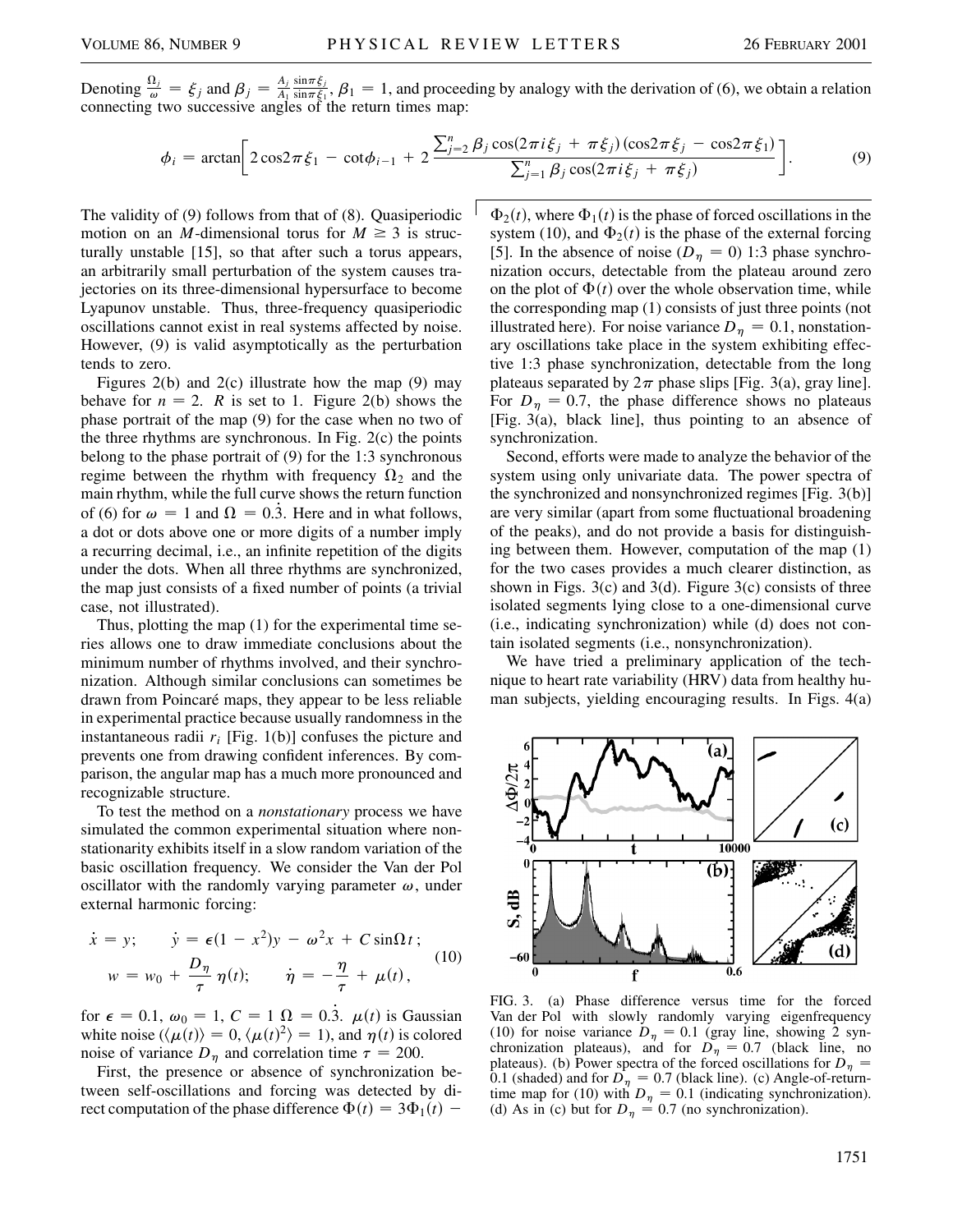Denoting $\frac{\Omega_j}{\omega} = \xi_j$ and $\beta_j = \frac{A_j}{A_1} \frac{\sin \pi \xi_j}{\sin \pi \xi_1}$, $\beta_1 = 1$, and proceeding by analogy with the derivation of (6), we obtain a relation connecting two successive angles of the return times map:

$$\phi_i = \arctan\left[ 2\cos 2\pi\xi_1 - \cot\phi_{i-1} + 2\frac{\sum_{j=2}^{n} \beta_j \cos(2\pi i\xi_j + \pi\xi_j)(\cos 2\pi\xi_j - \cos 2\pi\xi_1)}{\sum_{j=1}^{n} \beta_j \cos(2\pi i\xi_j + \pi\xi_j)} \right]. \tag{9}$$

The validity of (9) follows from that of (8). Quasiperiodic motion on an $M$-dimensional torus for $M \geq 3$ is structurally unstable [15], so that after such a torus appears, an arbitrarily small perturbation of the system causes trajectories on its three-dimensional hypersurface to become Lyapunov unstable. Thus, three-frequency quasiperiodic oscillations cannot exist in real systems affected by noise. However, (9) is valid asymptotically as the perturbation tends to zero.

Figures 2(b) and 2(c) illustrate how the map (9) may behave for $n = 2$. $R$ is set to 1. Figure 2(b) shows the phase portrait of the map (9) for the case when no two of the three rhythms are synchronous. In Fig. 2(c) the points belong to the phase portrait of (9) for the 1:3 synchronous regime between the rhythm with frequency $\Omega_2$ and the main rhythm, while the full curve shows the return function of (6) for $\omega = 1$ and $\Omega = 0.\dot{3}$. Here and in what follows, a dot or dots above one or more digits of a number imply a recurring decimal, i.e., an infinite repetition of the digits under the dots. When all three rhythms are synchronized, the map just consists of a fixed number of points (a trivial case, not illustrated).

Thus, plotting the map (1) for the experimental time series allows one to draw immediate conclusions about the minimum number of rhythms involved, and their synchronization. Although similar conclusions can sometimes be drawn from Poincaré maps, they appear to be less reliable in experimental practice because usually randomness in the instantaneous radii $r_i$ [Fig. 1(b)] confuses the picture and prevents one from drawing confident inferences. By comparison, the angular map has a much more pronounced and recognizable structure.

To test the method on a *nonstationary* process we have simulated the common experimental situation where nonstationarity exhibits itself in a slow random variation of the basic oscillation frequency. We consider the Van der Pol oscillator with the randomly varying parameter $\omega$, under external harmonic forcing:

$$\begin{aligned} \dot{x} &= y; \qquad \dot{y} = \epsilon(1 - x^2)y - \omega^2 x + C\sin\Omega t\,; \\ w &= w_0 + \frac{D_\eta}{\tau}\,\eta(t); \qquad \dot{\eta} = -\frac{\eta}{\tau} + \mu(t)\,, \end{aligned} \tag{10}$$

for $\epsilon = 0.1$, $\omega_0 = 1$, $C = 1$ $\Omega = 0.\dot{3}$. $\mu(t)$ is Gaussian white noise ($\langle\mu(t)\rangle = 0$, $\langle\mu(t)^2\rangle = 1$), and $\eta(t)$ is colored noise of variance $D_\eta$ and correlation time $\tau = 200$.

First, the presence or absence of synchronization between self-oscillations and forcing was detected by direct computation of the phase difference $\Phi(t) = 3\Phi_1(t) - \Phi_2(t)$, where $\Phi_1(t)$ is the phase of forced oscillations in the system (10), and $\Phi_2(t)$ is the phase of the external forcing [5]. In the absence of noise ($D_\eta = 0$) 1:3 phase synchronization occurs, detectable from the plateau around zero on the plot of $\Phi(t)$ over the whole observation time, while the corresponding map (1) consists of just three points (not illustrated here). For noise variance $D_\eta = 0.1$, nonstationary oscillations take place in the system exhibiting effective 1:3 phase synchronization, detectable from the long plateaus separated by $2\pi$ phase slips [Fig. 3(a), gray line]. For $D_\eta = 0.7$, the phase difference shows no plateaus [Fig. 3(a), black line], thus pointing to an absence of synchronization.

Second, efforts were made to analyze the behavior of the system using only univariate data. The power spectra of the synchronized and nonsynchronized regimes [Fig. 3(b)] are very similar (apart from some fluctuational broadening of the peaks), and do not provide a basis for distinguishing between them. However, computation of the map (1) for the two cases provides a much clearer distinction, as shown in Figs. 3(c) and 3(d). Figure 3(c) consists of three isolated segments lying close to a one-dimensional curve (i.e., indicating synchronization) while (d) does not contain isolated segments (i.e., nonsynchronization).

We have tried a preliminary application of the technique to heart rate variability (HRV) data from healthy human subjects, yielding encouraging results. In Figs. 4(a)

FIG. 3. (a) Phase difference versus time for the forced Van der Pol with slowly randomly varying eigenfrequency (10) for noise variance $D_\eta = 0.1$ (gray line, showing 2 synchronization plateaus), and for $D_\eta = 0.7$ (black line, no plateaus). (b) Power spectra of the forced oscillations for $D_\eta = 0.1$ (shaded) and for $D_\eta = 0.7$ (black line). (c) Angle-of-return-time map for (10) with $D_\eta = 0.1$ (indicating synchronization). (d) As in (c) but for $D_\eta = 0.7$ (no synchronization).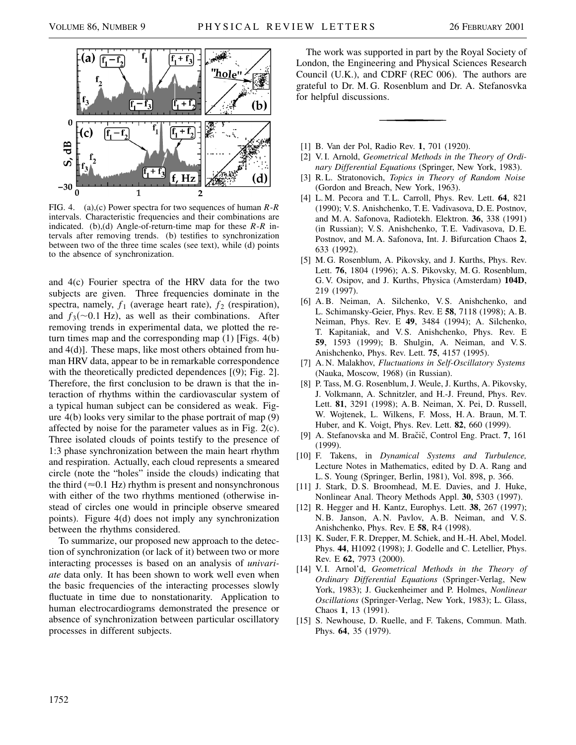(a)
$f_1 - f_2$
$f_1$
$f_1 + f_3$
$f_2$
$f_3$
$f_1 - f_3$
$f_1 + f_2$
"hole"
(b)
0
(c)
$f_1 - f_2$
$f_1$
$f_1 + f_2$
S, dB
$f_2$
$f_3$
$f_1 + f_3$
f, Hz
(d)
−30
0
1
2

FIG. 4. (a),(c) Power spectra for two sequences of human $R$-$R$ intervals. Characteristic frequencies and their combinations are indicated. (b),(d) Angle-of-return-time map for these $R$-$R$ intervals after removing trends. (b) testifies to synchronization between two of the three time scales (see text), while (d) points to the absence of synchronization.

and 4(c) Fourier spectra of the HRV data for the two subjects are given. Three frequencies dominate in the spectra, namely, $f_1$ (average heart rate), $f_2$ (respiration), and $f_3$($\sim$0.1 Hz), as well as their combinations. After removing trends in experimental data, we plotted the return times map and the corresponding map (1) [Figs. 4(b) and 4(d)]. These maps, like most others obtained from human HRV data, appear to be in remarkable correspondence with the theoretically predicted dependences [(9); Fig. 2]. Therefore, the first conclusion to be drawn is that the interaction of rhythms within the cardiovascular system of a typical human subject can be considered as weak. Figure 4(b) looks very similar to the phase portrait of map (9) affected by noise for the parameter values as in Fig. 2(c). Three isolated clouds of points testify to the presence of 1:3 phase synchronization between the main heart rhythm and respiration. Actually, each cloud represents a smeared circle (note the "holes" inside the clouds) indicating that the third ($\approx$0.1 Hz) rhythm is present and nonsynchronous with either of the two rhythms mentioned (otherwise instead of circles one would in principle observe smeared points). Figure 4(d) does not imply any synchronization between the rhythms considered.

To summarize, our proposed new approach to the detection of synchronization (or lack of it) between two or more interacting processes is based on an analysis of *univariate* data only. It has been shown to work well even when the basic frequencies of the interacting processes slowly fluctuate in time due to nonstationarity. Application to human electrocardiograms demonstrated the presence or absence of synchronization between particular oscillatory processes in different subjects.

The work was supported in part by the Royal Society of London, the Engineering and Physical Sciences Research Council (U.K.), and CDRF (REC 006). The authors are grateful to Dr. M. G. Rosenblum and Dr. A. Stefanovska for helpful discussions.

---

[1] B. Van der Pol, Radio Rev. **1**, 701 (1920).

[2] V. I. Arnold, *Geometrical Methods in the Theory of Ordinary Differential Equations* (Springer, New York, 1983).

[3] R. L. Stratonovich, *Topics in Theory of Random Noise* (Gordon and Breach, New York, 1963).

[4] L. M. Pecora and T. L. Carroll, Phys. Rev. Lett. **64**, 821 (1990); V. S. Anishchenko, T. E. Vadivasova, D. E. Postnov, and M. A. Safonova, Radiotekh. Elektron. **36**, 338 (1991) (in Russian); V. S. Anishchenko, T. E. Vadivasova, D. E. Postnov, and M. A. Safonova, Int. J. Bifurcation Chaos **2**, 633 (1992).

[5] M. G. Rosenblum, A. Pikovsky, and J. Kurths, Phys. Rev. Lett. **76**, 1804 (1996); A. S. Pikovsky, M. G. Rosenblum, G. V. Osipov, and J. Kurths, Physica (Amsterdam) **104D**, 219 (1997).

[6] A. B. Neiman, A. Silchenko, V. S. Anishchenko, and L. Schimansky-Geier, Phys. Rev. E **58**, 7118 (1998); A. B. Neiman, Phys. Rev. E **49**, 3484 (1994); A. Silchenko, T. Kapitaniak, and V. S. Anishchenko, Phys. Rev. E **59**, 1593 (1999); B. Shulgin, A. Neiman, and V. S. Anishchenko, Phys. Rev. Lett. **75**, 4157 (1995).

[7] A. N. Malakhov, *Fluctuations in Self-Oscillatory Systems* (Nauka, Moscow, 1968) (in Russian).

[8] P. Tass, M. G. Rosenblum, J. Weule, J. Kurths, A. Pikovsky, J. Volkmann, A. Schnitzler, and H.-J. Freund, Phys. Rev. Lett. **81**, 3291 (1998); A. B. Neiman, X. Pei, D. Russell, W. Wojtenek, L. Wilkens, F. Moss, H. A. Braun, M. T. Huber, and K. Voigt, Phys. Rev. Lett. **82**, 660 (1999).

[9] A. Stefanovska and M. Bračič, Control Eng. Pract. **7**, 161 (1999).

[10] F. Takens, in *Dynamical Systems and Turbulence,* Lecture Notes in Mathematics, edited by D. A. Rang and L. S. Young (Springer, Berlin, 1981), Vol. 898, p. 366.

[11] J. Stark, D. S. Broomhead, M. E. Davies, and J. Huke, Nonlinear Anal. Theory Methods Appl. **30**, 5303 (1997).

[12] R. Hegger and H. Kantz, Europhys. Lett. **38**, 267 (1997); N. B. Janson, A. N. Pavlov, A. B. Neiman, and V. S. Anishchenko, Phys. Rev. E **58**, R4 (1998).

[13] K. Suder, F. R. Drepper, M. Schiek, and H.-H. Abel, Model. Phys. **44**, H1092 (1998); J. Godelle and C. Letellier, Phys. Rev. E **62**, 7973 (2000).

[14] V. I. Arnol'd, *Geometrical Methods in the Theory of Ordinary Differential Equations* (Springer-Verlag, New York, 1983); J. Guckenheimer and P. Holmes, *Nonlinear Oscillations* (Springer-Verlag, New York, 1983); L. Glass, Chaos **1**, 13 (1991).

[15] S. Newhouse, D. Ruelle, and F. Takens, Commun. Math. Phys. **64**, 35 (1979).